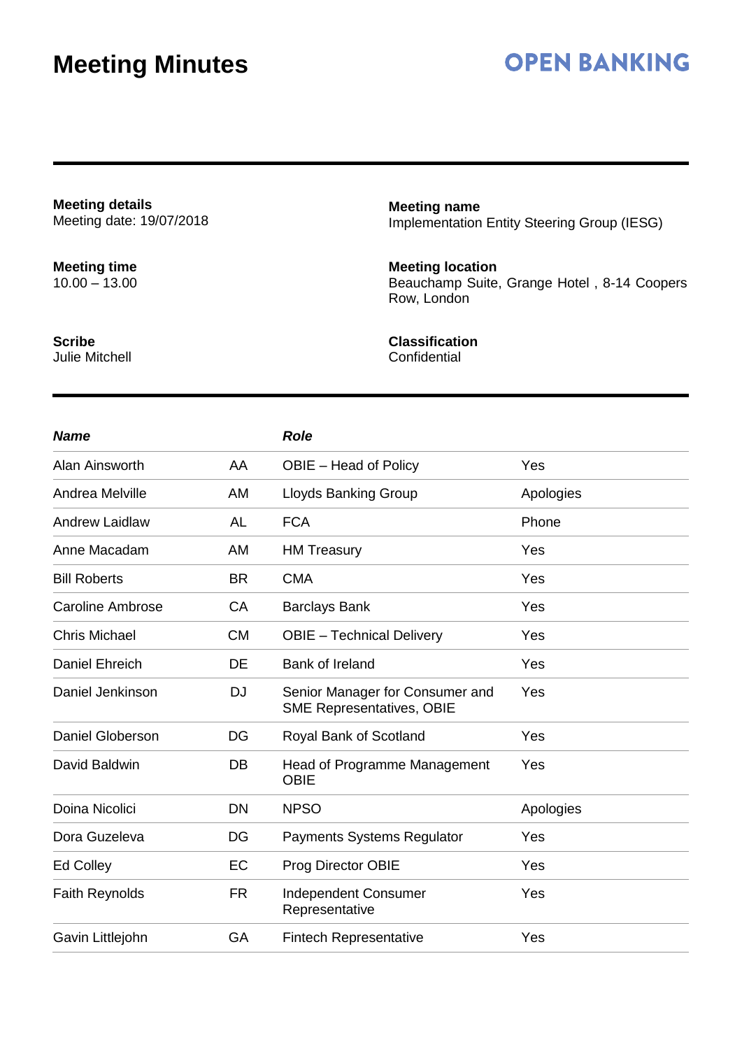# Meeting Minutes

**OPEN BANKING**

**Meeting details**
Meeting date: 19/07/2018

**Meeting name**
Implementation Entity Steering Group (IESG)

**Meeting time**
10.00 – 13.00

**Meeting location**
Beauchamp Suite, Grange Hotel , 8-14 Coopers Row, London

**Scribe**
Julie Mitchell

**Classification**
Confidential

| *Name* | | *Role* | |
|---|---|---|---|
| Alan Ainsworth | AA | OBIE – Head of Policy | Yes |
| Andrea Melville | AM | Lloyds Banking Group | Apologies |
| Andrew Laidlaw | AL | FCA | Phone |
| Anne Macadam | AM | HM Treasury | Yes |
| Bill Roberts | BR | CMA | Yes |
| Caroline Ambrose | CA | Barclays Bank | Yes |
| Chris Michael | CM | OBIE – Technical Delivery | Yes |
| Daniel Ehreich | DE | Bank of Ireland | Yes |
| Daniel Jenkinson | DJ | Senior Manager for Consumer and SME Representatives, OBIE | Yes |
| Daniel Globerson | DG | Royal Bank of Scotland | Yes |
| David Baldwin | DB | Head of Programme Management OBIE | Yes |
| Doina Nicolici | DN | NPSO | Apologies |
| Dora Guzeleva | DG | Payments Systems Regulator | Yes |
| Ed Colley | EC | Prog Director OBIE | Yes |
| Faith Reynolds | FR | Independent Consumer Representative | Yes |
| Gavin Littlejohn | GA | Fintech Representative | Yes |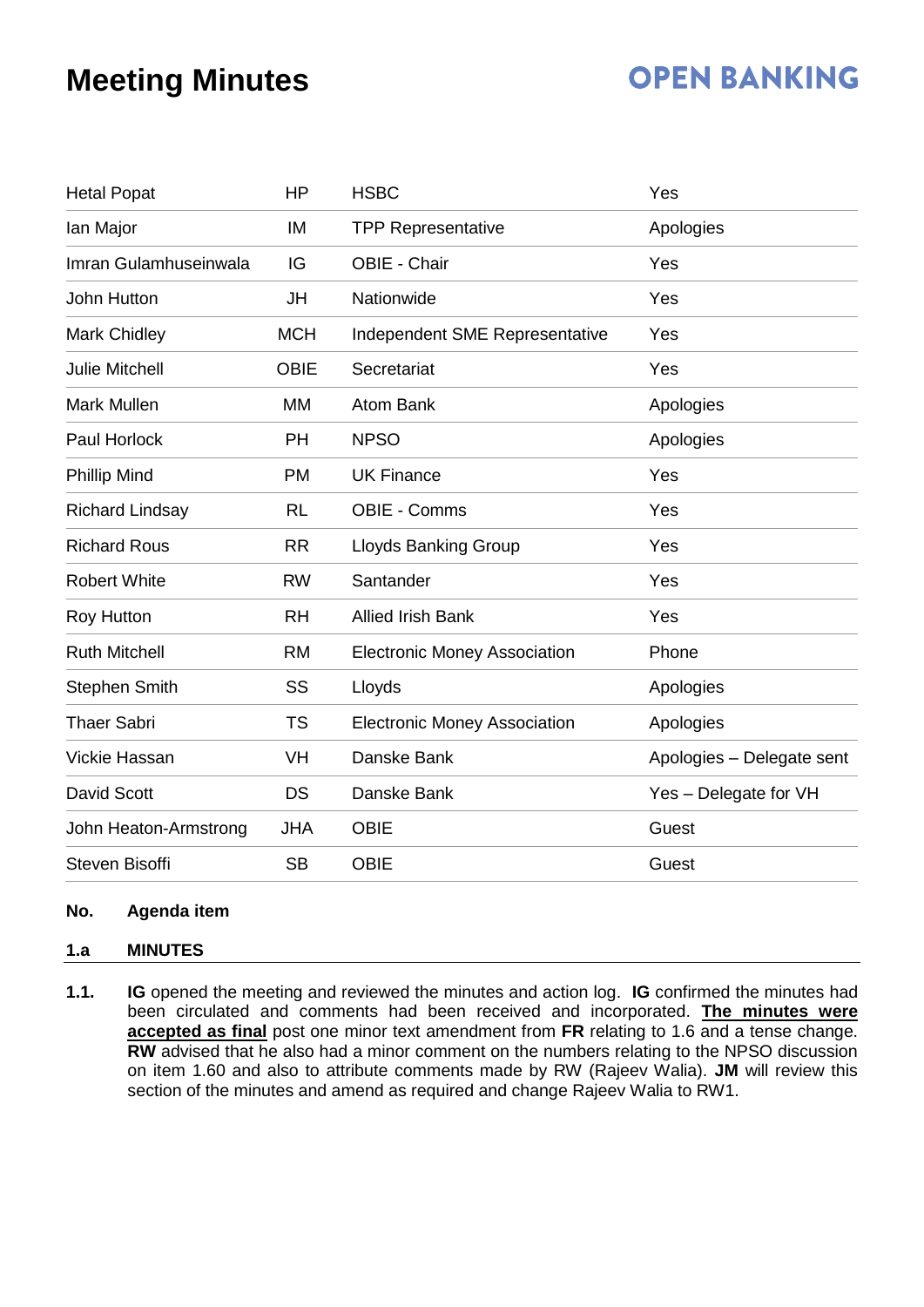# Meeting Minutes

| | | | |
|---|---|---|---|
| Hetal Popat | HP | HSBC | Yes |
| Ian Major | IM | TPP Representative | Apologies |
| Imran Gulamhuseinwala | IG | OBIE - Chair | Yes |
| John Hutton | JH | Nationwide | Yes |
| Mark Chidley | MCH | Independent SME Representative | Yes |
| Julie Mitchell | OBIE | Secretariat | Yes |
| Mark Mullen | MM | Atom Bank | Apologies |
| Paul Horlock | PH | NPSO | Apologies |
| Phillip Mind | PM | UK Finance | Yes |
| Richard Lindsay | RL | OBIE - Comms | Yes |
| Richard Rous | RR | Lloyds Banking Group | Yes |
| Robert White | RW | Santander | Yes |
| Roy Hutton | RH | Allied Irish Bank | Yes |
| Ruth Mitchell | RM | Electronic Money Association | Phone |
| Stephen Smith | SS | Lloyds | Apologies |
| Thaer Sabri | TS | Electronic Money Association | Apologies |
| Vickie Hassan | VH | Danske Bank | Apologies – Delegate sent |
| David Scott | DS | Danske Bank | Yes – Delegate for VH |
| John Heaton-Armstrong | JHA | OBIE | Guest |
| Steven Bisoffi | SB | OBIE | Guest |

**No. Agenda item**

**1.a MINUTES**

**1.1.** **IG** opened the meeting and reviewed the minutes and action log. **IG** confirmed the minutes had been circulated and comments had been received and incorporated. **The minutes were accepted as final** post one minor text amendment from **FR** relating to 1.6 and a tense change. **RW** advised that he also had a minor comment on the numbers relating to the NPSO discussion on item 1.60 and also to attribute comments made by RW (Rajeev Walia). **JM** will review this section of the minutes and amend as required and change Rajeev Walia to RW1.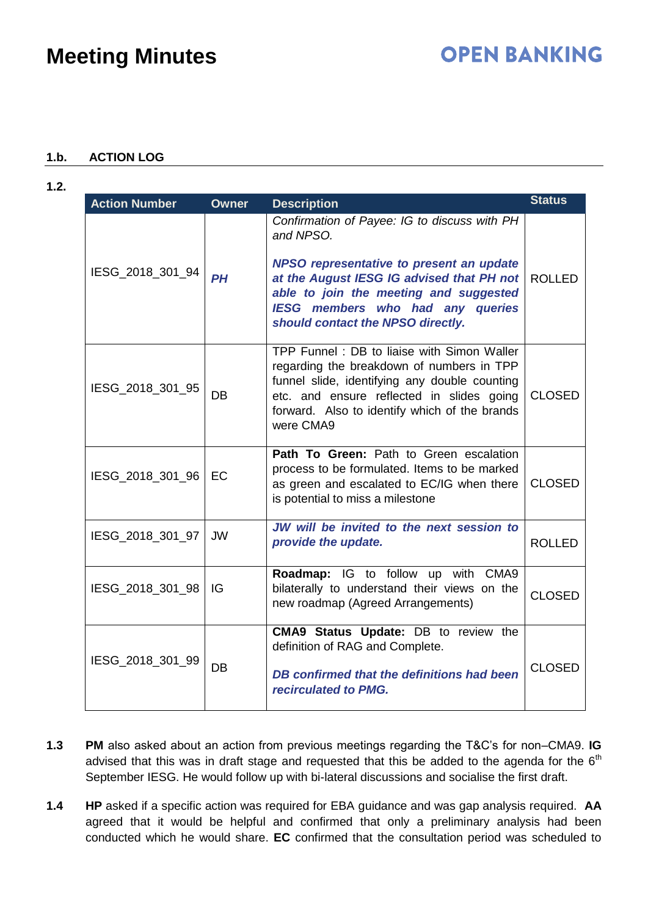# Meeting Minutes

**1.b. ACTION LOG**

**1.2.**

| Action Number | Owner | Description | Status |
|---|---|---|---|
| IESG_2018_301_94 | ***PH*** | *Confirmation of Payee: IG to discuss with PH and NPSO.*<br><br>***NPSO representative to present an update at the August IESG IG advised that PH not able to join the meeting and suggested IESG members who had any queries should contact the NPSO directly.*** | ROLLED |
| IESG_2018_301_95 | DB | TPP Funnel : DB to liaise with Simon Waller regarding the breakdown of numbers in TPP funnel slide, identifying any double counting etc. and ensure reflected in slides going forward. Also to identify which of the brands were CMA9 | CLOSED |
| IESG_2018_301_96 | EC | **Path To Green:** Path to Green escalation process to be formulated. Items to be marked as green and escalated to EC/IG when there is potential to miss a milestone | CLOSED |
| IESG_2018_301_97 | JW | ***JW will be invited to the next session to provide the update.*** | ROLLED |
| IESG_2018_301_98 | IG | **Roadmap:** IG to follow up with CMA9 bilaterally to understand their views on the new roadmap (Agreed Arrangements) | CLOSED |
| IESG_2018_301_99 | DB | **CMA9 Status Update:** DB to review the definition of RAG and Complete.<br><br>***DB confirmed that the definitions had been recirculated to PMG.*** | CLOSED |

**1.3** **PM** also asked about an action from previous meetings regarding the T&C's for non–CMA9. **IG** advised that this was in draft stage and requested that this be added to the agenda for the 6th September IESG. He would follow up with bi-lateral discussions and socialise the first draft.

**1.4** **HP** asked if a specific action was required for EBA guidance and was gap analysis required. **AA** agreed that it would be helpful and confirmed that only a preliminary analysis had been conducted which he would share. **EC** confirmed that the consultation period was scheduled to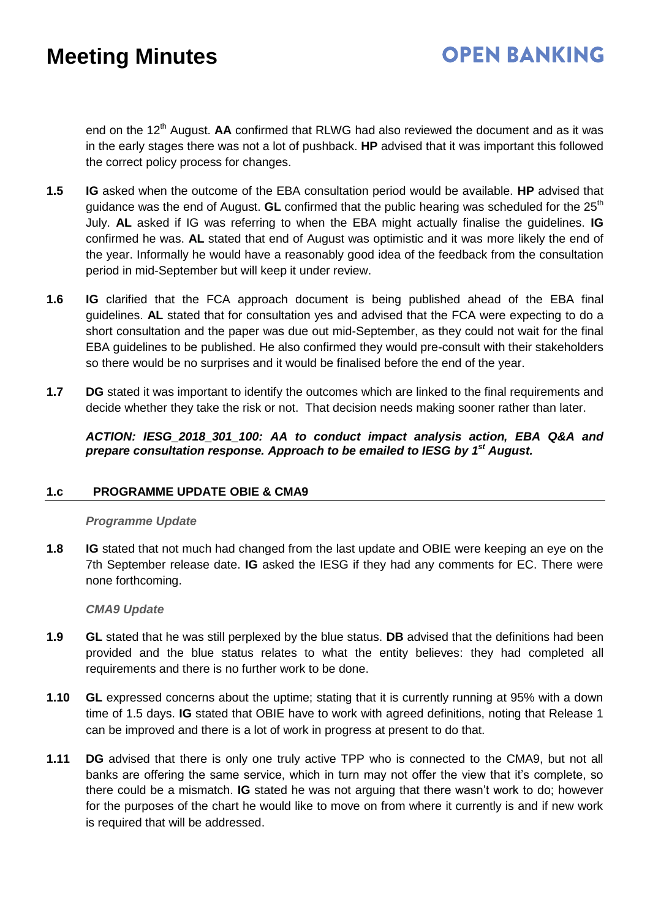end on the 12th August. **AA** confirmed that RLWG had also reviewed the document and as it was in the early stages there was not a lot of pushback. **HP** advised that it was important this followed the correct policy process for changes.

**1.5** **IG** asked when the outcome of the EBA consultation period would be available. **HP** advised that guidance was the end of August. **GL** confirmed that the public hearing was scheduled for the 25th July. **AL** asked if IG was referring to when the EBA might actually finalise the guidelines. **IG** confirmed he was. **AL** stated that end of August was optimistic and it was more likely the end of the year. Informally he would have a reasonably good idea of the feedback from the consultation period in mid-September but will keep it under review.

**1.6** **IG** clarified that the FCA approach document is being published ahead of the EBA final guidelines. **AL** stated that for consultation yes and advised that the FCA were expecting to do a short consultation and the paper was due out mid-September, as they could not wait for the final EBA guidelines to be published. He also confirmed they would pre-consult with their stakeholders so there would be no surprises and it would be finalised before the end of the year.

**1.7** **DG** stated it was important to identify the outcomes which are linked to the final requirements and decide whether they take the risk or not. That decision needs making sooner rather than later.

***ACTION: IESG_2018_301_100: AA to conduct impact analysis action, EBA Q&A and prepare consultation response. Approach to be emailed to IESG by 1st August.***

## 1.c PROGRAMME UPDATE OBIE & CMA9

***Programme Update***

**1.8** **IG** stated that not much had changed from the last update and OBIE were keeping an eye on the 7th September release date. **IG** asked the IESG if they had any comments for EC. There were none forthcoming.

***CMA9 Update***

**1.9** **GL** stated that he was still perplexed by the blue status. **DB** advised that the definitions had been provided and the blue status relates to what the entity believes: they had completed all requirements and there is no further work to be done.

**1.10** **GL** expressed concerns about the uptime; stating that it is currently running at 95% with a down time of 1.5 days. **IG** stated that OBIE have to work with agreed definitions, noting that Release 1 can be improved and there is a lot of work in progress at present to do that.

**1.11** **DG** advised that there is only one truly active TPP who is connected to the CMA9, but not all banks are offering the same service, which in turn may not offer the view that it's complete, so there could be a mismatch. **IG** stated he was not arguing that there wasn't work to do; however for the purposes of the chart he would like to move on from where it currently is and if new work is required that will be addressed.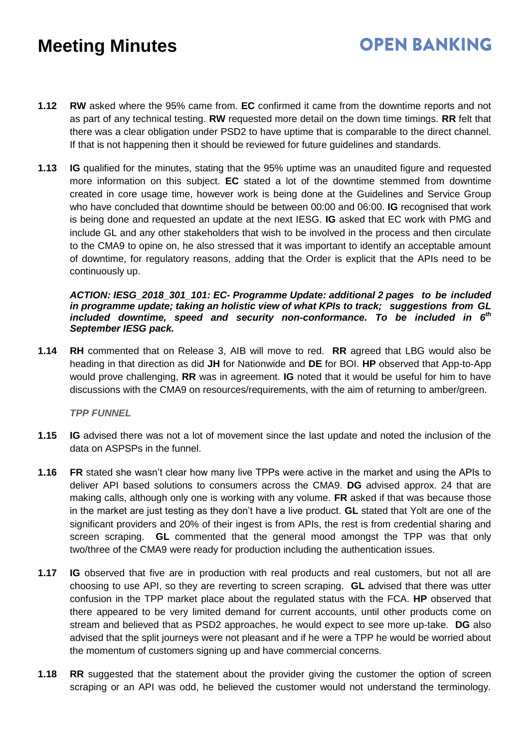- **1.12** **RW** asked where the 95% came from. **EC** confirmed it came from the downtime reports and not as part of any technical testing. **RW** requested more detail on the down time timings. **RR** felt that there was a clear obligation under PSD2 to have uptime that is comparable to the direct channel. If that is not happening then it should be reviewed for future guidelines and standards.

- **1.13** **IG** qualified for the minutes, stating that the 95% uptime was an unaudited figure and requested more information on this subject. **EC** stated a lot of the downtime stemmed from downtime created in core usage time, however work is being done at the Guidelines and Service Group who have concluded that downtime should be between 00:00 and 06:00. **IG** recognised that work is being done and requested an update at the next IESG. **IG** asked that EC work with PMG and include GL and any other stakeholders that wish to be involved in the process and then circulate to the CMA9 to opine on, he also stressed that it was important to identify an acceptable amount of downtime, for regulatory reasons, adding that the Order is explicit that the APIs need to be continuously up.

  ***ACTION: IESG_2018_301_101: EC- Programme Update: additional 2 pages to be included in programme update; taking an holistic view of what KPIs to track; suggestions from GL included downtime, speed and security non-conformance. To be included in 6th September IESG pack.***

- **1.14** **RH** commented that on Release 3, AIB will move to red. **RR** agreed that LBG would also be heading in that direction as did **JH** for Nationwide and **DE** for BOI. **HP** observed that App-to-App would prove challenging, **RR** was in agreement. **IG** noted that it would be useful for him to have discussions with the CMA9 on resources/requirements, with the aim of returning to amber/green.

  ***TPP FUNNEL***

- **1.15** **IG** advised there was not a lot of movement since the last update and noted the inclusion of the data on ASPSPs in the funnel.

- **1.16** **FR** stated she wasn't clear how many live TPPs were active in the market and using the APIs to deliver API based solutions to consumers across the CMA9. **DG** advised approx. 24 that are making calls, although only one is working with any volume. **FR** asked if that was because those in the market are just testing as they don't have a live product. **GL** stated that Yolt are one of the significant providers and 20% of their ingest is from APIs, the rest is from credential sharing and screen scraping. **GL** commented that the general mood amongst the TPP was that only two/three of the CMA9 were ready for production including the authentication issues.

- **1.17** **IG** observed that five are in production with real products and real customers, but not all are choosing to use API, so they are reverting to screen scraping. **GL** advised that there was utter confusion in the TPP market place about the regulated status with the FCA. **HP** observed that there appeared to be very limited demand for current accounts, until other products come on stream and believed that as PSD2 approaches, he would expect to see more up-take. **DG** also advised that the split journeys were not pleasant and if he were a TPP he would be worried about the momentum of customers signing up and have commercial concerns.

- **1.18** **RR** suggested that the statement about the provider giving the customer the option of screen scraping or an API was odd, he believed the customer would not understand the terminology.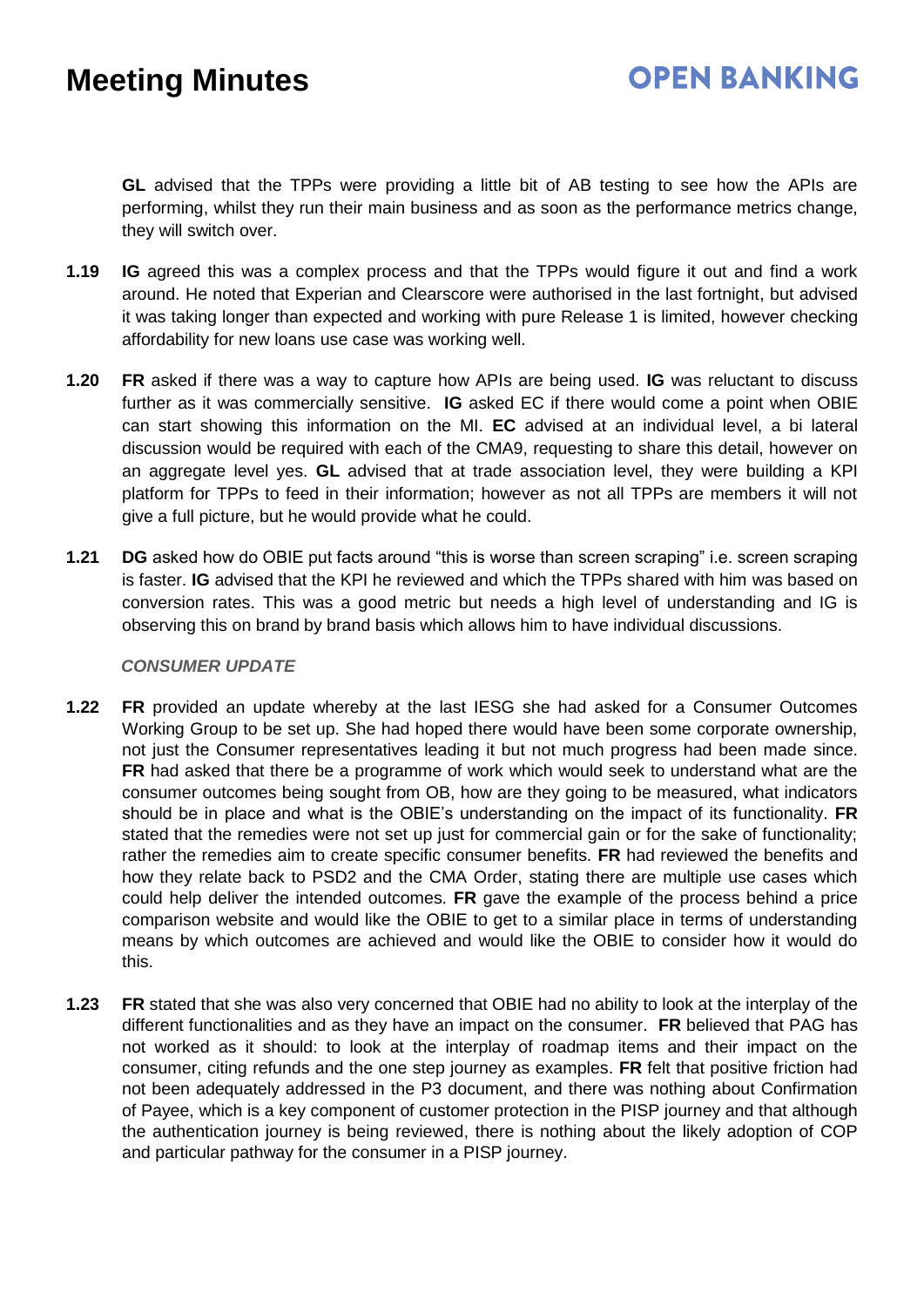**GL** advised that the TPPs were providing a little bit of AB testing to see how the APIs are performing, whilst they run their main business and as soon as the performance metrics change, they will switch over.

**1.19** **IG** agreed this was a complex process and that the TPPs would figure it out and find a work around. He noted that Experian and Clearscore were authorised in the last fortnight, but advised it was taking longer than expected and working with pure Release 1 is limited, however checking affordability for new loans use case was working well.

**1.20** **FR** asked if there was a way to capture how APIs are being used. **IG** was reluctant to discuss further as it was commercially sensitive. **IG** asked EC if there would come a point when OBIE can start showing this information on the MI. **EC** advised at an individual level, a bi lateral discussion would be required with each of the CMA9, requesting to share this detail, however on an aggregate level yes. **GL** advised that at trade association level, they were building a KPI platform for TPPs to feed in their information; however as not all TPPs are members it will not give a full picture, but he would provide what he could.

**1.21** **DG** asked how do OBIE put facts around "this is worse than screen scraping" i.e. screen scraping is faster. **IG** advised that the KPI he reviewed and which the TPPs shared with him was based on conversion rates. This was a good metric but needs a high level of understanding and IG is observing this on brand by brand basis which allows him to have individual discussions.

***CONSUMER UPDATE***

**1.22** **FR** provided an update whereby at the last IESG she had asked for a Consumer Outcomes Working Group to be set up. She had hoped there would have been some corporate ownership, not just the Consumer representatives leading it but not much progress had been made since. **FR** had asked that there be a programme of work which would seek to understand what are the consumer outcomes being sought from OB, how are they going to be measured, what indicators should be in place and what is the OBIE's understanding on the impact of its functionality. **FR** stated that the remedies were not set up just for commercial gain or for the sake of functionality; rather the remedies aim to create specific consumer benefits. **FR** had reviewed the benefits and how they relate back to PSD2 and the CMA Order, stating there are multiple use cases which could help deliver the intended outcomes. **FR** gave the example of the process behind a price comparison website and would like the OBIE to get to a similar place in terms of understanding means by which outcomes are achieved and would like the OBIE to consider how it would do this.

**1.23** **FR** stated that she was also very concerned that OBIE had no ability to look at the interplay of the different functionalities and as they have an impact on the consumer. **FR** believed that PAG has not worked as it should: to look at the interplay of roadmap items and their impact on the consumer, citing refunds and the one step journey as examples. **FR** felt that positive friction had not been adequately addressed in the P3 document, and there was nothing about Confirmation of Payee, which is a key component of customer protection in the PISP journey and that although the authentication journey is being reviewed, there is nothing about the likely adoption of COP and particular pathway for the consumer in a PISP journey.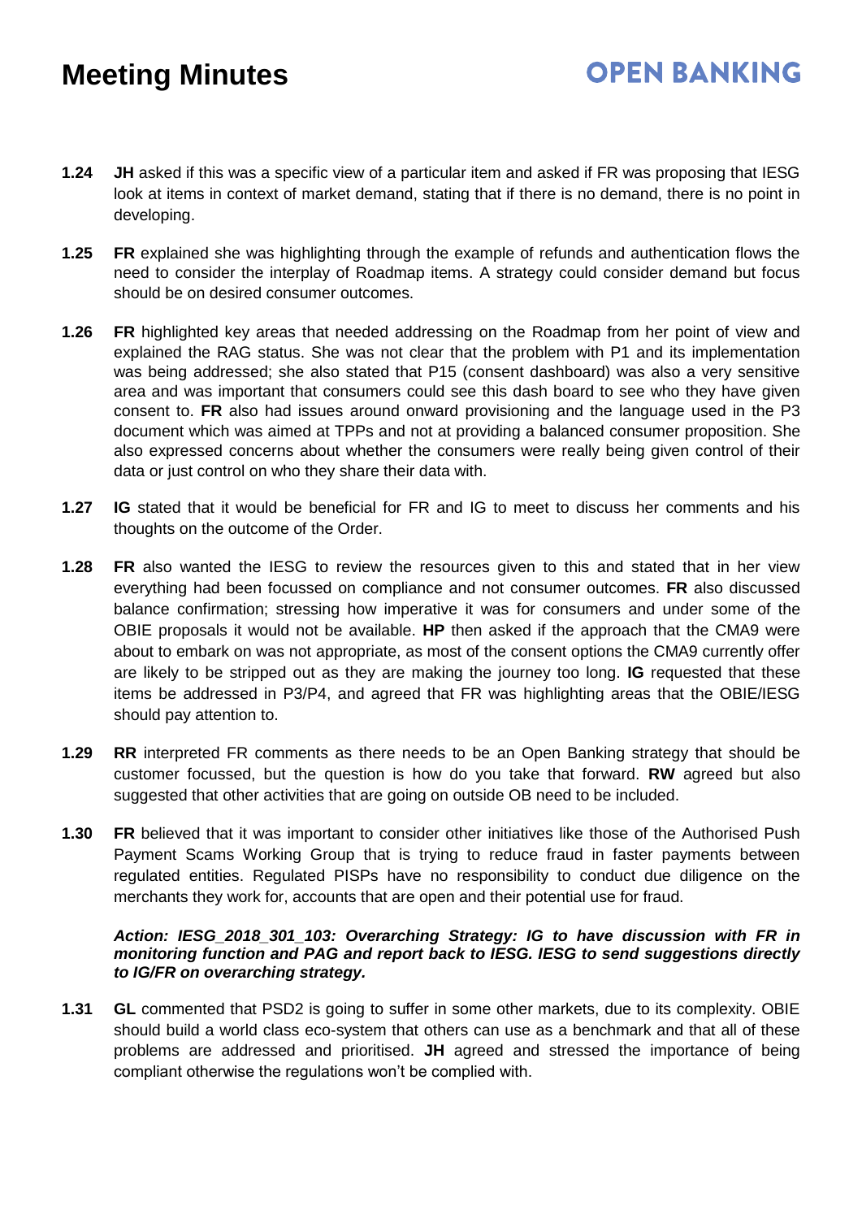**1.24** **JH** asked if this was a specific view of a particular item and asked if FR was proposing that IESG look at items in context of market demand, stating that if there is no demand, there is no point in developing.

**1.25** **FR** explained she was highlighting through the example of refunds and authentication flows the need to consider the interplay of Roadmap items. A strategy could consider demand but focus should be on desired consumer outcomes.

**1.26** **FR** highlighted key areas that needed addressing on the Roadmap from her point of view and explained the RAG status. She was not clear that the problem with P1 and its implementation was being addressed; she also stated that P15 (consent dashboard) was also a very sensitive area and was important that consumers could see this dash board to see who they have given consent to. **FR** also had issues around onward provisioning and the language used in the P3 document which was aimed at TPPs and not at providing a balanced consumer proposition. She also expressed concerns about whether the consumers were really being given control of their data or just control on who they share their data with.

**1.27** **IG** stated that it would be beneficial for FR and IG to meet to discuss her comments and his thoughts on the outcome of the Order.

**1.28** **FR** also wanted the IESG to review the resources given to this and stated that in her view everything had been focussed on compliance and not consumer outcomes. **FR** also discussed balance confirmation; stressing how imperative it was for consumers and under some of the OBIE proposals it would not be available. **HP** then asked if the approach that the CMA9 were about to embark on was not appropriate, as most of the consent options the CMA9 currently offer are likely to be stripped out as they are making the journey too long. **IG** requested that these items be addressed in P3/P4, and agreed that FR was highlighting areas that the OBIE/IESG should pay attention to.

**1.29** **RR** interpreted FR comments as there needs to be an Open Banking strategy that should be customer focussed, but the question is how do you take that forward. **RW** agreed but also suggested that other activities that are going on outside OB need to be included.

**1.30** **FR** believed that it was important to consider other initiatives like those of the Authorised Push Payment Scams Working Group that is trying to reduce fraud in faster payments between regulated entities. Regulated PISPs have no responsibility to conduct due diligence on the merchants they work for, accounts that are open and their potential use for fraud.

***Action: IESG_2018_301_103: Overarching Strategy: IG to have discussion with FR in monitoring function and PAG and report back to IESG. IESG to send suggestions directly to IG/FR on overarching strategy.***

**1.31** **GL** commented that PSD2 is going to suffer in some other markets, due to its complexity. OBIE should build a world class eco-system that others can use as a benchmark and that all of these problems are addressed and prioritised. **JH** agreed and stressed the importance of being compliant otherwise the regulations won't be complied with.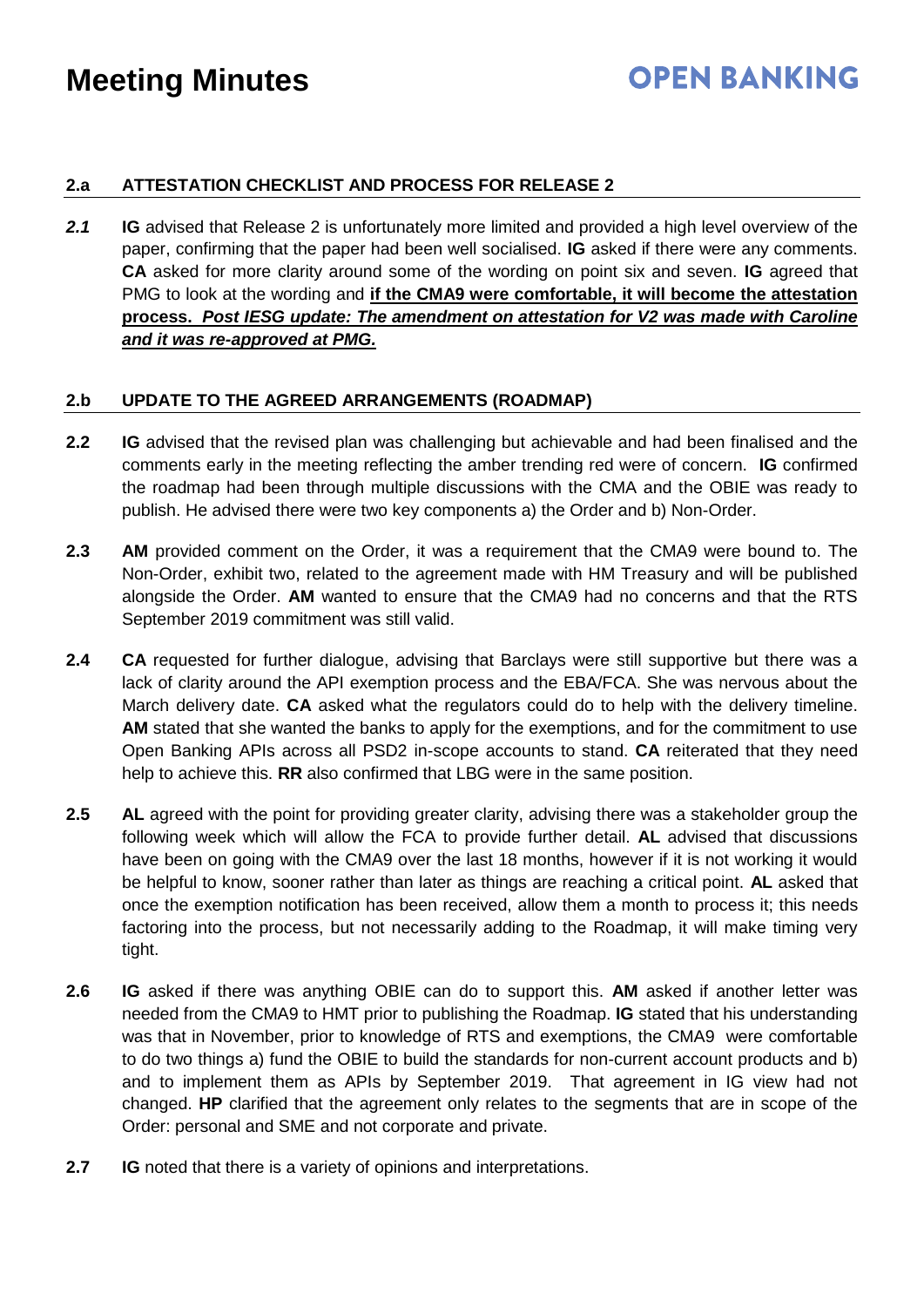### 2.a ATTESTATION CHECKLIST AND PROCESS FOR RELEASE 2

***2.1*** **IG** advised that Release 2 is unfortunately more limited and provided a high level overview of the paper, confirming that the paper had been well socialised. **IG** asked if there were any comments. **CA** asked for more clarity around some of the wording on point six and seven. **IG** agreed that PMG to look at the wording and **if the CMA9 were comfortable, it will become the attestation process.** ***Post IESG update: The amendment on attestation for V2 was made with Caroline and it was re-approved at PMG.***

### 2.b UPDATE TO THE AGREED ARRANGEMENTS (ROADMAP)

**2.2** **IG** advised that the revised plan was challenging but achievable and had been finalised and the comments early in the meeting reflecting the amber trending red were of concern. **IG** confirmed the roadmap had been through multiple discussions with the CMA and the OBIE was ready to publish. He advised there were two key components a) the Order and b) Non-Order.

**2.3** **AM** provided comment on the Order, it was a requirement that the CMA9 were bound to. The Non-Order, exhibit two, related to the agreement made with HM Treasury and will be published alongside the Order. **AM** wanted to ensure that the CMA9 had no concerns and that the RTS September 2019 commitment was still valid.

**2.4** **CA** requested for further dialogue, advising that Barclays were still supportive but there was a lack of clarity around the API exemption process and the EBA/FCA. She was nervous about the March delivery date. **CA** asked what the regulators could do to help with the delivery timeline. **AM** stated that she wanted the banks to apply for the exemptions, and for the commitment to use Open Banking APIs across all PSD2 in-scope accounts to stand. **CA** reiterated that they need help to achieve this. **RR** also confirmed that LBG were in the same position.

**2.5** **AL** agreed with the point for providing greater clarity, advising there was a stakeholder group the following week which will allow the FCA to provide further detail. **AL** advised that discussions have been on going with the CMA9 over the last 18 months, however if it is not working it would be helpful to know, sooner rather than later as things are reaching a critical point. **AL** asked that once the exemption notification has been received, allow them a month to process it; this needs factoring into the process, but not necessarily adding to the Roadmap, it will make timing very tight.

**2.6** **IG** asked if there was anything OBIE can do to support this. **AM** asked if another letter was needed from the CMA9 to HMT prior to publishing the Roadmap. **IG** stated that his understanding was that in November, prior to knowledge of RTS and exemptions, the CMA9 were comfortable to do two things a) fund the OBIE to build the standards for non-current account products and b) and to implement them as APIs by September 2019. That agreement in IG view had not changed. **HP** clarified that the agreement only relates to the segments that are in scope of the Order: personal and SME and not corporate and private.

**2.7** **IG** noted that there is a variety of opinions and interpretations.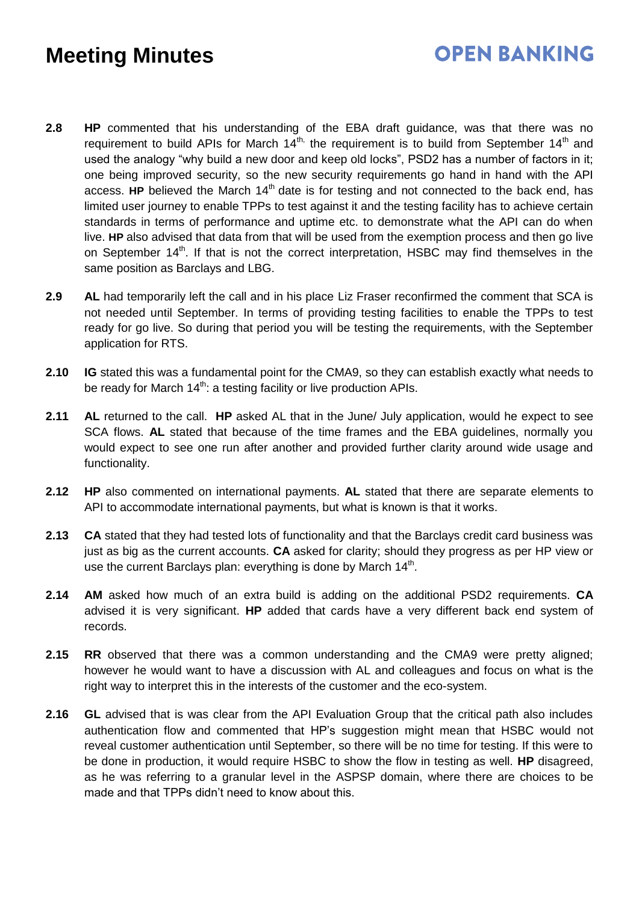**2.8** **HP** commented that his understanding of the EBA draft guidance, was that there was no requirement to build APIs for March 14th, the requirement is to build from September 14th and used the analogy "why build a new door and keep old locks", PSD2 has a number of factors in it; one being improved security, so the new security requirements go hand in hand with the API access. **HP** believed the March 14th date is for testing and not connected to the back end, has limited user journey to enable TPPs to test against it and the testing facility has to achieve certain standards in terms of performance and uptime etc. to demonstrate what the API can do when live. **HP** also advised that data from that will be used from the exemption process and then go live on September 14th. If that is not the correct interpretation, HSBC may find themselves in the same position as Barclays and LBG.

**2.9** **AL** had temporarily left the call and in his place Liz Fraser reconfirmed the comment that SCA is not needed until September. In terms of providing testing facilities to enable the TPPs to test ready for go live. So during that period you will be testing the requirements, with the September application for RTS.

**2.10** **IG** stated this was a fundamental point for the CMA9, so they can establish exactly what needs to be ready for March 14th: a testing facility or live production APIs.

**2.11** **AL** returned to the call. **HP** asked AL that in the June/ July application, would he expect to see SCA flows. **AL** stated that because of the time frames and the EBA guidelines, normally you would expect to see one run after another and provided further clarity around wide usage and functionality.

**2.12** **HP** also commented on international payments. **AL** stated that there are separate elements to API to accommodate international payments, but what is known is that it works.

**2.13** **CA** stated that they had tested lots of functionality and that the Barclays credit card business was just as big as the current accounts. **CA** asked for clarity; should they progress as per HP view or use the current Barclays plan: everything is done by March 14th.

**2.14** **AM** asked how much of an extra build is adding on the additional PSD2 requirements. **CA** advised it is very significant. **HP** added that cards have a very different back end system of records.

**2.15** **RR** observed that there was a common understanding and the CMA9 were pretty aligned; however he would want to have a discussion with AL and colleagues and focus on what is the right way to interpret this in the interests of the customer and the eco-system.

**2.16** **GL** advised that is was clear from the API Evaluation Group that the critical path also includes authentication flow and commented that HP's suggestion might mean that HSBC would not reveal customer authentication until September, so there will be no time for testing. If this were to be done in production, it would require HSBC to show the flow in testing as well. **HP** disagreed, as he was referring to a granular level in the ASPSP domain, where there are choices to be made and that TPPs didn't need to know about this.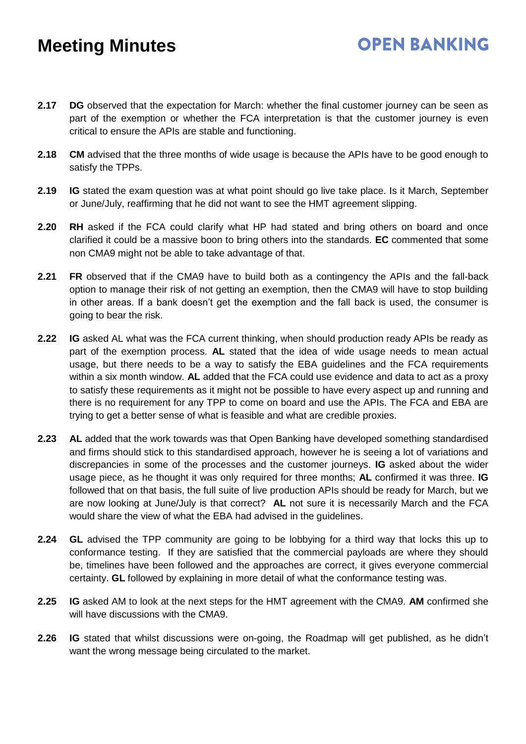**2.17** **DG** observed that the expectation for March: whether the final customer journey can be seen as part of the exemption or whether the FCA interpretation is that the customer journey is even critical to ensure the APIs are stable and functioning.

**2.18** **CM** advised that the three months of wide usage is because the APIs have to be good enough to satisfy the TPPs.

**2.19** **IG** stated the exam question was at what point should go live take place. Is it March, September or June/July, reaffirming that he did not want to see the HMT agreement slipping.

**2.20** **RH** asked if the FCA could clarify what HP had stated and bring others on board and once clarified it could be a massive boon to bring others into the standards. **EC** commented that some non CMA9 might not be able to take advantage of that.

**2.21** **FR** observed that if the CMA9 have to build both as a contingency the APIs and the fall-back option to manage their risk of not getting an exemption, then the CMA9 will have to stop building in other areas. If a bank doesn't get the exemption and the fall back is used, the consumer is going to bear the risk.

**2.22** **IG** asked AL what was the FCA current thinking, when should production ready APIs be ready as part of the exemption process. **AL** stated that the idea of wide usage needs to mean actual usage, but there needs to be a way to satisfy the EBA guidelines and the FCA requirements within a six month window. **AL** added that the FCA could use evidence and data to act as a proxy to satisfy these requirements as it might not be possible to have every aspect up and running and there is no requirement for any TPP to come on board and use the APIs. The FCA and EBA are trying to get a better sense of what is feasible and what are credible proxies.

**2.23** **AL** added that the work towards was that Open Banking have developed something standardised and firms should stick to this standardised approach, however he is seeing a lot of variations and discrepancies in some of the processes and the customer journeys. **IG** asked about the wider usage piece, as he thought it was only required for three months; **AL** confirmed it was three. **IG** followed that on that basis, the full suite of live production APIs should be ready for March, but we are now looking at June/July is that correct? **AL** not sure it is necessarily March and the FCA would share the view of what the EBA had advised in the guidelines.

**2.24** **GL** advised the TPP community are going to be lobbying for a third way that locks this up to conformance testing. If they are satisfied that the commercial payloads are where they should be, timelines have been followed and the approaches are correct, it gives everyone commercial certainty. **GL** followed by explaining in more detail of what the conformance testing was.

**2.25** **IG** asked AM to look at the next steps for the HMT agreement with the CMA9. **AM** confirmed she will have discussions with the CMA9.

**2.26** **IG** stated that whilst discussions were on-going, the Roadmap will get published, as he didn't want the wrong message being circulated to the market.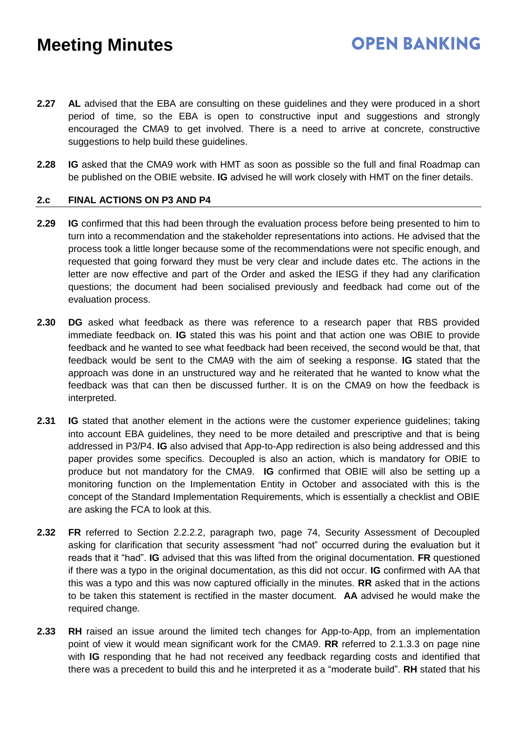**2.27** **AL** advised that the EBA are consulting on these guidelines and they were produced in a short period of time, so the EBA is open to constructive input and suggestions and strongly encouraged the CMA9 to get involved. There is a need to arrive at concrete, constructive suggestions to help build these guidelines.

**2.28** **IG** asked that the CMA9 work with HMT as soon as possible so the full and final Roadmap can be published on the OBIE website. **IG** advised he will work closely with HMT on the finer details.

## 2.c FINAL ACTIONS ON P3 AND P4

**2.29** **IG** confirmed that this had been through the evaluation process before being presented to him to turn into a recommendation and the stakeholder representations into actions. He advised that the process took a little longer because some of the recommendations were not specific enough, and requested that going forward they must be very clear and include dates etc. The actions in the letter are now effective and part of the Order and asked the IESG if they had any clarification questions; the document had been socialised previously and feedback had come out of the evaluation process.

**2.30** **DG** asked what feedback as there was reference to a research paper that RBS provided immediate feedback on. **IG** stated this was his point and that action one was OBIE to provide feedback and he wanted to see what feedback had been received, the second would be that, that feedback would be sent to the CMA9 with the aim of seeking a response. **IG** stated that the approach was done in an unstructured way and he reiterated that he wanted to know what the feedback was that can then be discussed further. It is on the CMA9 on how the feedback is interpreted.

**2.31** **IG** stated that another element in the actions were the customer experience guidelines; taking into account EBA guidelines, they need to be more detailed and prescriptive and that is being addressed in P3/P4. **IG** also advised that App-to-App redirection is also being addressed and this paper provides some specifics. Decoupled is also an action, which is mandatory for OBIE to produce but not mandatory for the CMA9. **IG** confirmed that OBIE will also be setting up a monitoring function on the Implementation Entity in October and associated with this is the concept of the Standard Implementation Requirements, which is essentially a checklist and OBIE are asking the FCA to look at this.

**2.32** **FR** referred to Section 2.2.2.2, paragraph two, page 74, Security Assessment of Decoupled asking for clarification that security assessment "had not" occurred during the evaluation but it reads that it "had". **IG** advised that this was lifted from the original documentation. **FR** questioned if there was a typo in the original documentation, as this did not occur. **IG** confirmed with AA that this was a typo and this was now captured officially in the minutes. **RR** asked that in the actions to be taken this statement is rectified in the master document. **AA** advised he would make the required change.

**2.33** **RH** raised an issue around the limited tech changes for App-to-App, from an implementation point of view it would mean significant work for the CMA9. **RR** referred to 2.1.3.3 on page nine with **IG** responding that he had not received any feedback regarding costs and identified that there was a precedent to build this and he interpreted it as a "moderate build". **RH** stated that his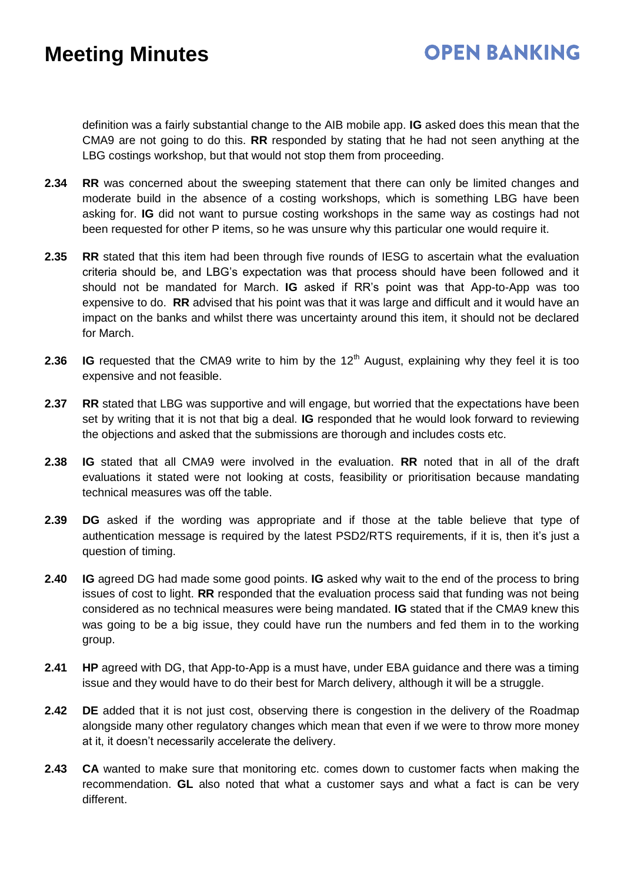definition was a fairly substantial change to the AIB mobile app. **IG** asked does this mean that the CMA9 are not going to do this. **RR** responded by stating that he had not seen anything at the LBG costings workshop, but that would not stop them from proceeding.

**2.34** **RR** was concerned about the sweeping statement that there can only be limited changes and moderate build in the absence of a costing workshops, which is something LBG have been asking for. **IG** did not want to pursue costing workshops in the same way as costings had not been requested for other P items, so he was unsure why this particular one would require it.

**2.35** **RR** stated that this item had been through five rounds of IESG to ascertain what the evaluation criteria should be, and LBG's expectation was that process should have been followed and it should not be mandated for March. **IG** asked if RR's point was that App-to-App was too expensive to do. **RR** advised that his point was that it was large and difficult and it would have an impact on the banks and whilst there was uncertainty around this item, it should not be declared for March.

**2.36** **IG** requested that the CMA9 write to him by the 12th August, explaining why they feel it is too expensive and not feasible.

**2.37** **RR** stated that LBG was supportive and will engage, but worried that the expectations have been set by writing that it is not that big a deal. **IG** responded that he would look forward to reviewing the objections and asked that the submissions are thorough and includes costs etc.

**2.38** **IG** stated that all CMA9 were involved in the evaluation. **RR** noted that in all of the draft evaluations it stated were not looking at costs, feasibility or prioritisation because mandating technical measures was off the table.

**2.39** **DG** asked if the wording was appropriate and if those at the table believe that type of authentication message is required by the latest PSD2/RTS requirements, if it is, then it's just a question of timing.

**2.40** **IG** agreed DG had made some good points. **IG** asked why wait to the end of the process to bring issues of cost to light. **RR** responded that the evaluation process said that funding was not being considered as no technical measures were being mandated. **IG** stated that if the CMA9 knew this was going to be a big issue, they could have run the numbers and fed them in to the working group.

**2.41** **HP** agreed with DG, that App-to-App is a must have, under EBA guidance and there was a timing issue and they would have to do their best for March delivery, although it will be a struggle.

**2.42** **DE** added that it is not just cost, observing there is congestion in the delivery of the Roadmap alongside many other regulatory changes which mean that even if we were to throw more money at it, it doesn't necessarily accelerate the delivery.

**2.43** **CA** wanted to make sure that monitoring etc. comes down to customer facts when making the recommendation. **GL** also noted that what a customer says and what a fact is can be very different.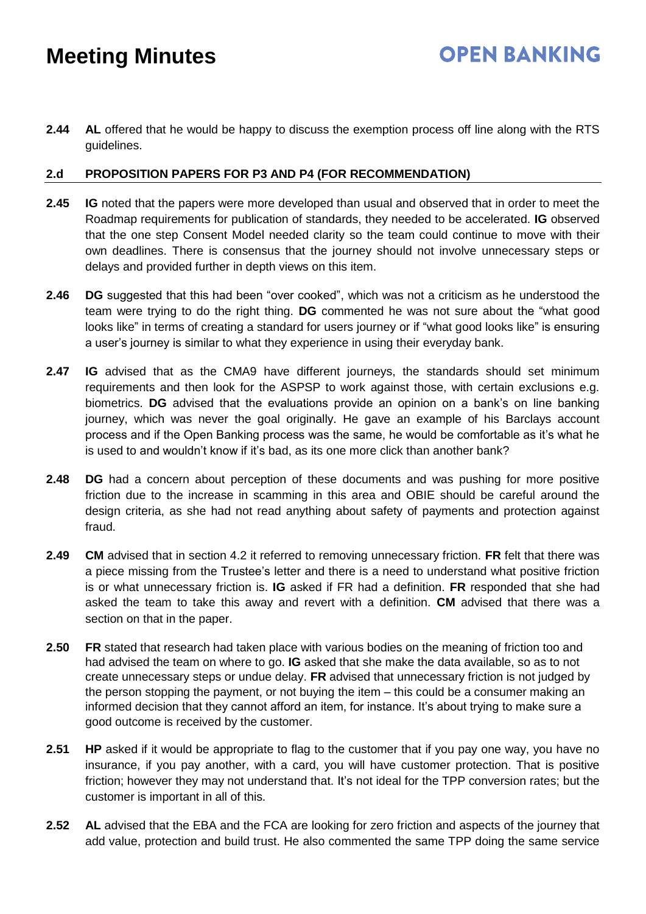**2.44** **AL** offered that he would be happy to discuss the exemption process off line along with the RTS guidelines.

## 2.d PROPOSITION PAPERS FOR P3 AND P4 (FOR RECOMMENDATION)

**2.45** **IG** noted that the papers were more developed than usual and observed that in order to meet the Roadmap requirements for publication of standards, they needed to be accelerated. **IG** observed that the one step Consent Model needed clarity so the team could continue to move with their own deadlines. There is consensus that the journey should not involve unnecessary steps or delays and provided further in depth views on this item.

**2.46** **DG** suggested that this had been "over cooked", which was not a criticism as he understood the team were trying to do the right thing. **DG** commented he was not sure about the "what good looks like" in terms of creating a standard for users journey or if "what good looks like" is ensuring a user's journey is similar to what they experience in using their everyday bank.

**2.47** **IG** advised that as the CMA9 have different journeys, the standards should set minimum requirements and then look for the ASPSP to work against those, with certain exclusions e.g. biometrics. **DG** advised that the evaluations provide an opinion on a bank's on line banking journey, which was never the goal originally. He gave an example of his Barclays account process and if the Open Banking process was the same, he would be comfortable as it's what he is used to and wouldn't know if it's bad, as its one more click than another bank?

**2.48** **DG** had a concern about perception of these documents and was pushing for more positive friction due to the increase in scamming in this area and OBIE should be careful around the design criteria, as she had not read anything about safety of payments and protection against fraud.

**2.49** **CM** advised that in section 4.2 it referred to removing unnecessary friction. **FR** felt that there was a piece missing from the Trustee's letter and there is a need to understand what positive friction is or what unnecessary friction is. **IG** asked if FR had a definition. **FR** responded that she had asked the team to take this away and revert with a definition. **CM** advised that there was a section on that in the paper.

**2.50** **FR** stated that research had taken place with various bodies on the meaning of friction too and had advised the team on where to go. **IG** asked that she make the data available, so as to not create unnecessary steps or undue delay. **FR** advised that unnecessary friction is not judged by the person stopping the payment, or not buying the item – this could be a consumer making an informed decision that they cannot afford an item, for instance. It's about trying to make sure a good outcome is received by the customer.

**2.51** **HP** asked if it would be appropriate to flag to the customer that if you pay one way, you have no insurance, if you pay another, with a card, you will have customer protection. That is positive friction; however they may not understand that. It's not ideal for the TPP conversion rates; but the customer is important in all of this.

**2.52** **AL** advised that the EBA and the FCA are looking for zero friction and aspects of the journey that add value, protection and build trust. He also commented the same TPP doing the same service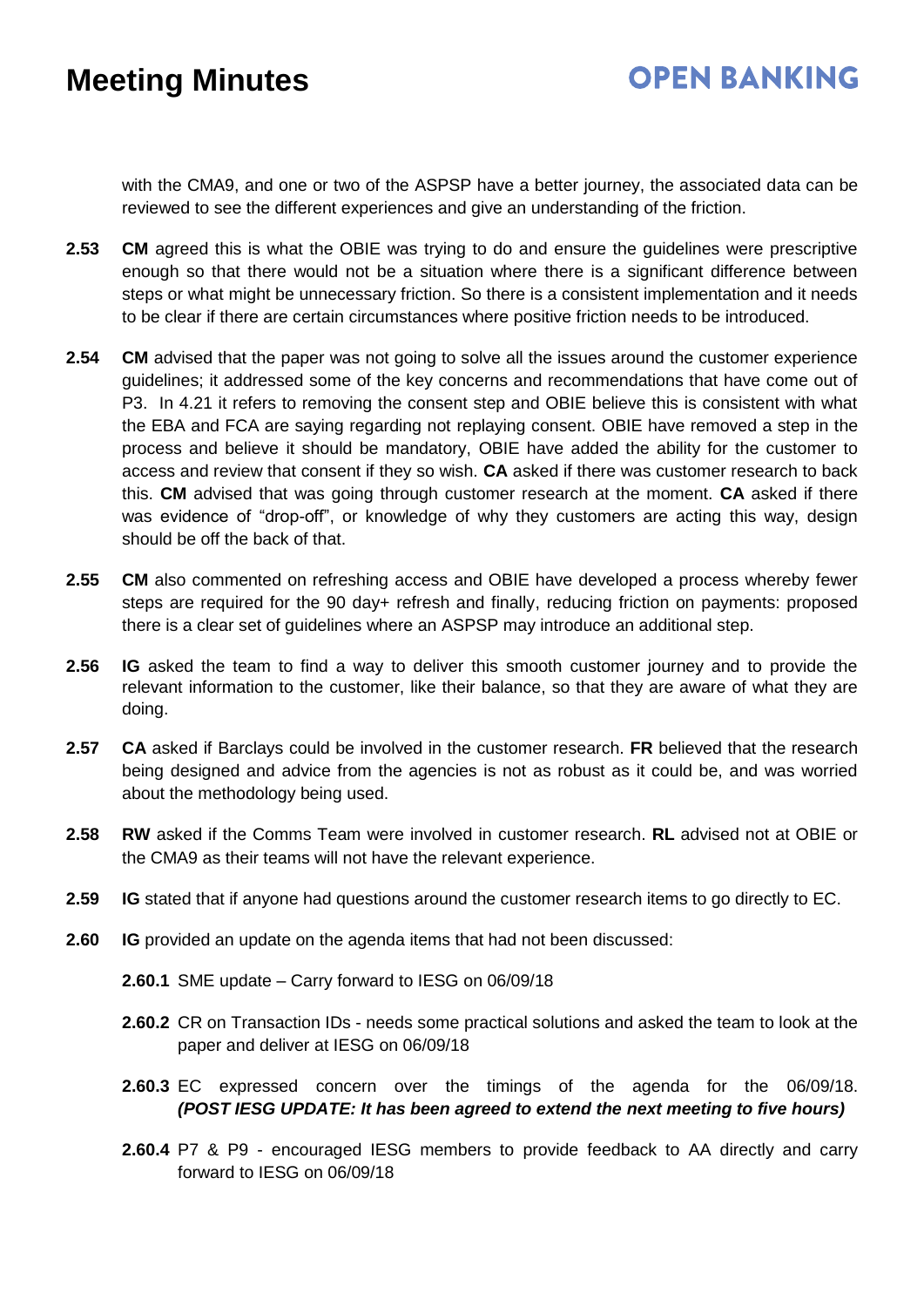with the CMA9, and one or two of the ASPSP have a better journey, the associated data can be reviewed to see the different experiences and give an understanding of the friction.

**2.53** **CM** agreed this is what the OBIE was trying to do and ensure the guidelines were prescriptive enough so that there would not be a situation where there is a significant difference between steps or what might be unnecessary friction. So there is a consistent implementation and it needs to be clear if there are certain circumstances where positive friction needs to be introduced.

**2.54** **CM** advised that the paper was not going to solve all the issues around the customer experience guidelines; it addressed some of the key concerns and recommendations that have come out of P3. In 4.21 it refers to removing the consent step and OBIE believe this is consistent with what the EBA and FCA are saying regarding not replaying consent. OBIE have removed a step in the process and believe it should be mandatory, OBIE have added the ability for the customer to access and review that consent if they so wish. **CA** asked if there was customer research to back this. **CM** advised that was going through customer research at the moment. **CA** asked if there was evidence of "drop-off", or knowledge of why they customers are acting this way, design should be off the back of that.

**2.55** **CM** also commented on refreshing access and OBIE have developed a process whereby fewer steps are required for the 90 day+ refresh and finally, reducing friction on payments: proposed there is a clear set of guidelines where an ASPSP may introduce an additional step.

**2.56** **IG** asked the team to find a way to deliver this smooth customer journey and to provide the relevant information to the customer, like their balance, so that they are aware of what they are doing.

**2.57** **CA** asked if Barclays could be involved in the customer research. **FR** believed that the research being designed and advice from the agencies is not as robust as it could be, and was worried about the methodology being used.

**2.58** **RW** asked if the Comms Team were involved in customer research. **RL** advised not at OBIE or the CMA9 as their teams will not have the relevant experience.

**2.59** **IG** stated that if anyone had questions around the customer research items to go directly to EC.

**2.60** **IG** provided an update on the agenda items that had not been discussed:

- **2.60.1** SME update – Carry forward to IESG on 06/09/18
- **2.60.2** CR on Transaction IDs - needs some practical solutions and asked the team to look at the paper and deliver at IESG on 06/09/18
- **2.60.3** EC expressed concern over the timings of the agenda for the 06/09/18. ***(POST IESG UPDATE: It has been agreed to extend the next meeting to five hours)***
- **2.60.4** P7 & P9 - encouraged IESG members to provide feedback to AA directly and carry forward to IESG on 06/09/18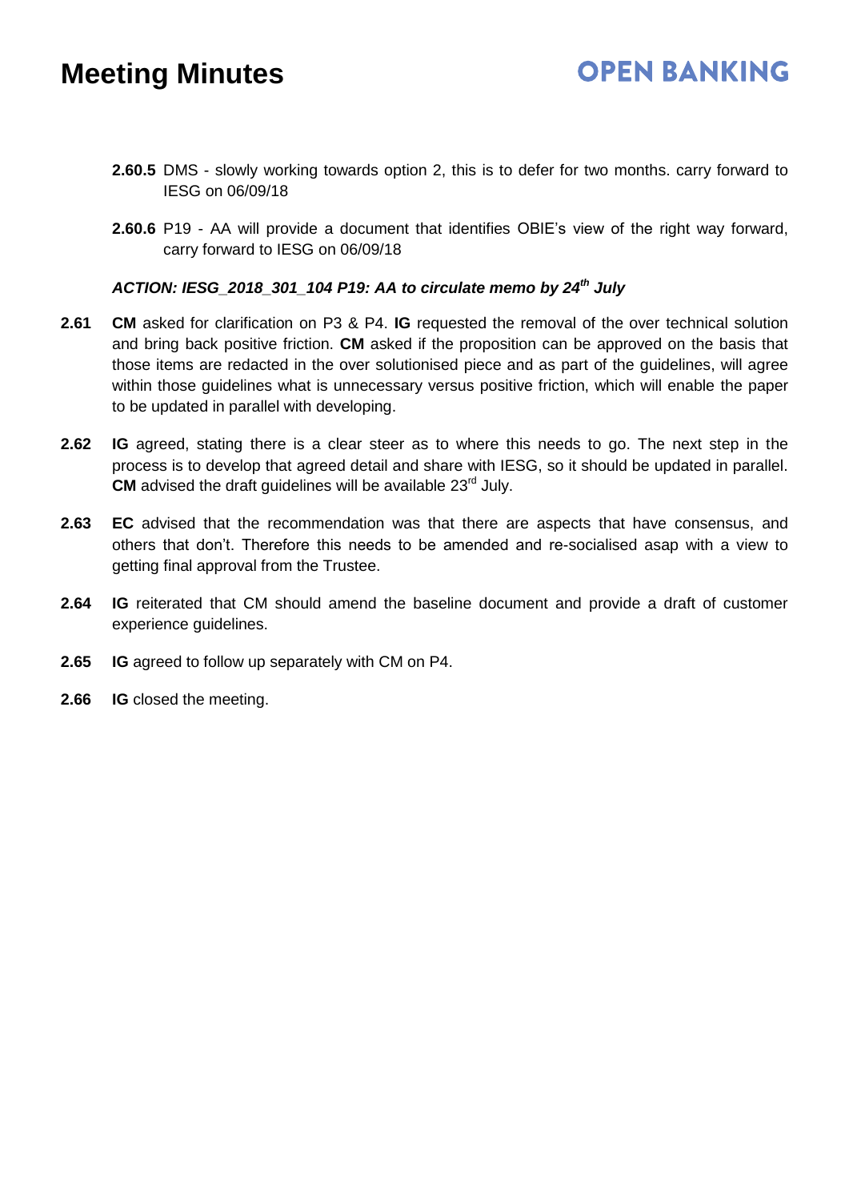**2.60.5** DMS - slowly working towards option 2, this is to defer for two months. carry forward to IESG on 06/09/18

**2.60.6** P19 - AA will provide a document that identifies OBIE's view of the right way forward, carry forward to IESG on 06/09/18

***ACTION: IESG_2018_301_104 P19: AA to circulate memo by 24th July***

**2.61** **CM** asked for clarification on P3 & P4. **IG** requested the removal of the over technical solution and bring back positive friction. **CM** asked if the proposition can be approved on the basis that those items are redacted in the over solutionised piece and as part of the guidelines, will agree within those guidelines what is unnecessary versus positive friction, which will enable the paper to be updated in parallel with developing.

**2.62** **IG** agreed, stating there is a clear steer as to where this needs to go. The next step in the process is to develop that agreed detail and share with IESG, so it should be updated in parallel. **CM** advised the draft guidelines will be available 23rd July.

**2.63** **EC** advised that the recommendation was that there are aspects that have consensus, and others that don't. Therefore this needs to be amended and re-socialised asap with a view to getting final approval from the Trustee.

**2.64** **IG** reiterated that CM should amend the baseline document and provide a draft of customer experience guidelines.

**2.65** **IG** agreed to follow up separately with CM on P4.

**2.66** **IG** closed the meeting.